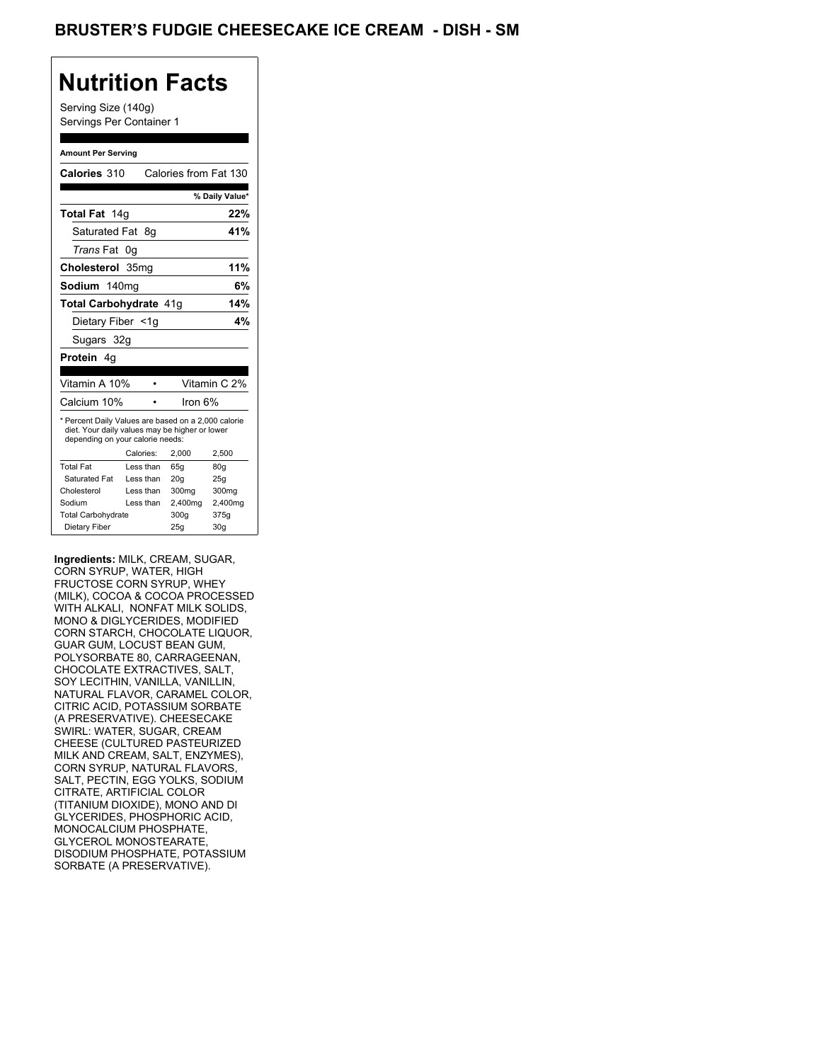# BRUSTER'S FUDGIE CHEESECAKE ICE CREAM - DISH - SM

## Nutrition Facts

Serving Size (140g)
Servings Per Container 1

**Amount Per Serving**

**Calories** 310 Calories from Fat 130

| | % Daily Value* |
|---|---|
| **Total Fat** 14g | **22%** |
| Saturated Fat 8g | **41%** |
| *Trans* Fat 0g | |
| **Cholesterol** 35mg | **11%** |
| **Sodium** 140mg | **6%** |
| **Total Carbohydrate** 41g | **14%** |
| Dietary Fiber <1g | **4%** |
| Sugars 32g | |
| **Protein** 4g | |

| | | |
|---|---|---|
| Vitamin A 10% | • | Vitamin C 2% |
| Calcium 10% | • | Iron 6% |

\* Percent Daily Values are based on a 2,000 calorie diet. Your daily values may be higher or lower depending on your calorie needs:

| | Calories: | 2,000 | 2,500 |
|---|---|---|---|
| Total Fat | Less than | 65g | 80g |
| Saturated Fat | Less than | 20g | 25g |
| Cholesterol | Less than | 300mg | 300mg |
| Sodium | Less than | 2,400mg | 2,400mg |
| Total Carbohydrate | | 300g | 375g |
| Dietary Fiber | | 25g | 30g |

**Ingredients:** MILK, CREAM, SUGAR, CORN SYRUP, WATER, HIGH FRUCTOSE CORN SYRUP, WHEY (MILK), COCOA & COCOA PROCESSED WITH ALKALI, NONFAT MILK SOLIDS, MONO & DIGLYCERIDES, MODIFIED CORN STARCH, CHOCOLATE LIQUOR, GUAR GUM, LOCUST BEAN GUM, POLYSORBATE 80, CARRAGEENAN, CHOCOLATE EXTRACTIVES, SALT, SOY LECITHIN, VANILLA, VANILLIN, NATURAL FLAVOR, CARAMEL COLOR, CITRIC ACID, POTASSIUM SORBATE (A PRESERVATIVE). CHEESECAKE SWIRL: WATER, SUGAR, CREAM CHEESE (CULTURED PASTEURIZED MILK AND CREAM, SALT, ENZYMES), CORN SYRUP, NATURAL FLAVORS, SALT, PECTIN, EGG YOLKS, SODIUM CITRATE, ARTIFICIAL COLOR (TITANIUM DIOXIDE), MONO AND DI GLYCERIDES, PHOSPHORIC ACID, MONOCALCIUM PHOSPHATE, GLYCEROL MONOSTEARATE, DISODIUM PHOSPHATE, POTASSIUM SORBATE (A PRESERVATIVE).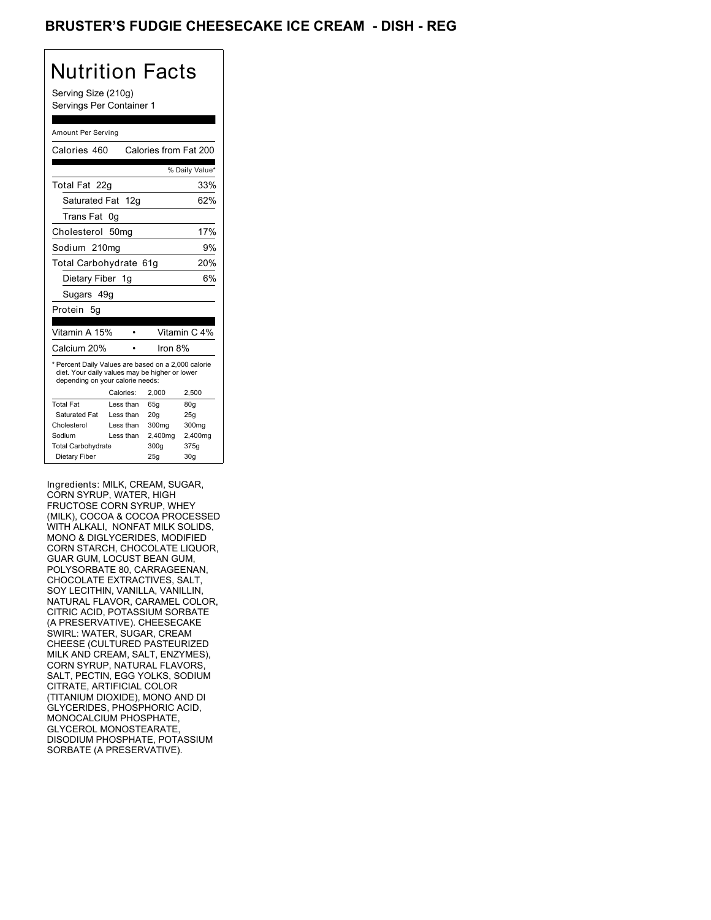# BRUSTER'S FUDGIE CHEESECAKE ICE CREAM - DISH - REG

## Nutrition Facts

Serving Size (210g)
Servings Per Container 1

Amount Per Serving

Calories 460 Calories from Fat 200

| | % Daily Value* |
|---|---|
| Total Fat 22g | 33% |
| Saturated Fat 12g | 62% |
| Trans Fat 0g | |
| Cholesterol 50mg | 17% |
| Sodium 210mg | 9% |
| Total Carbohydrate 61g | 20% |
| Dietary Fiber 1g | 6% |
| Sugars 49g | |
| Protein 5g | |

Vitamin A 15% • Vitamin C 4%

Calcium 20% • Iron 8%

* Percent Daily Values are based on a 2,000 calorie diet. Your daily values may be higher or lower depending on your calorie needs:

| | Calories: | 2,000 | 2,500 |
|---|---|---|---|
| Total Fat | Less than | 65g | 80g |
| Saturated Fat | Less than | 20g | 25g |
| Cholesterol | Less than | 300mg | 300mg |
| Sodium | Less than | 2,400mg | 2,400mg |
| Total Carbohydrate | | 300g | 375g |
| Dietary Fiber | | 25g | 30g |

Ingredients: MILK, CREAM, SUGAR, CORN SYRUP, WATER, HIGH FRUCTOSE CORN SYRUP, WHEY (MILK), COCOA & COCOA PROCESSED WITH ALKALI, NONFAT MILK SOLIDS, MONO & DIGLYCERIDES, MODIFIED CORN STARCH, CHOCOLATE LIQUOR, GUAR GUM, LOCUST BEAN GUM, POLYSORBATE 80, CARRAGEENAN, CHOCOLATE EXTRACTIVES, SALT, SOY LECITHIN, VANILLA, VANILLIN, NATURAL FLAVOR, CARAMEL COLOR, CITRIC ACID, POTASSIUM SORBATE (A PRESERVATIVE). CHEESECAKE SWIRL: WATER, SUGAR, CREAM CHEESE (CULTURED PASTEURIZED MILK AND CREAM, SALT, ENZYMES), CORN SYRUP, NATURAL FLAVORS, SALT, PECTIN, EGG YOLKS, SODIUM CITRATE, ARTIFICIAL COLOR (TITANIUM DIOXIDE), MONO AND DI GLYCERIDES, PHOSPHORIC ACID, MONOCALCIUM PHOSPHATE, GLYCEROL MONOSTEARATE, DISODIUM PHOSPHATE, POTASSIUM SORBATE (A PRESERVATIVE).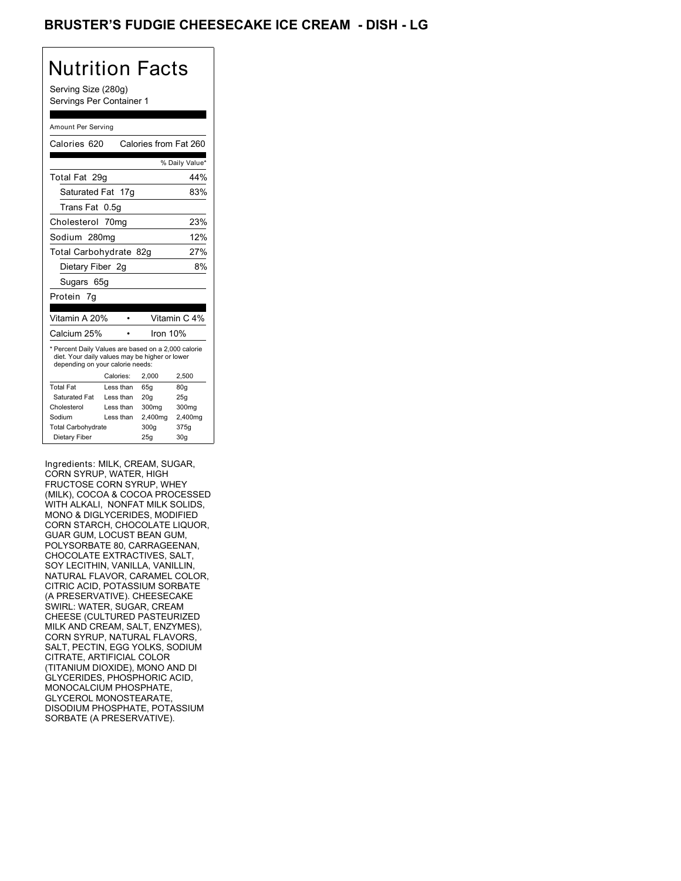# BRUSTER'S FUDGIE CHEESECAKE ICE CREAM - DISH - LG

## Nutrition Facts

Serving Size (280g)
Servings Per Container 1

Amount Per Serving

Calories 620 Calories from Fat 260

| | % Daily Value* |
|---|---|
| Total Fat 29g | 44% |
| Saturated Fat 17g | 83% |
| Trans Fat 0.5g | |
| Cholesterol 70mg | 23% |
| Sodium 280mg | 12% |
| Total Carbohydrate 82g | 27% |
| Dietary Fiber 2g | 8% |
| Sugars 65g | |
| Protein 7g | |

| | |
|---|---|
| Vitamin A 20% | Vitamin C 4% |
| Calcium 25% | Iron 10% |

* Percent Daily Values are based on a 2,000 calorie diet. Your daily values may be higher or lower depending on your calorie needs:

| | Calories: | 2,000 | 2,500 |
|---|---|---|---|
| Total Fat | Less than | 65g | 80g |
| Saturated Fat | Less than | 20g | 25g |
| Cholesterol | Less than | 300mg | 300mg |
| Sodium | Less than | 2,400mg | 2,400mg |
| Total Carbohydrate | | 300g | 375g |
| Dietary Fiber | | 25g | 30g |

Ingredients: MILK, CREAM, SUGAR, CORN SYRUP, WATER, HIGH FRUCTOSE CORN SYRUP, WHEY (MILK), COCOA & COCOA PROCESSED WITH ALKALI, NONFAT MILK SOLIDS, MONO & DIGLYCERIDES, MODIFIED CORN STARCH, CHOCOLATE LIQUOR, GUAR GUM, LOCUST BEAN GUM, POLYSORBATE 80, CARRAGEENAN, CHOCOLATE EXTRACTIVES, SALT, SOY LECITHIN, VANILLA, VANILLIN, NATURAL FLAVOR, CARAMEL COLOR, CITRIC ACID, POTASSIUM SORBATE (A PRESERVATIVE). CHEESECAKE SWIRL: WATER, SUGAR, CREAM CHEESE (CULTURED PASTEURIZED MILK AND CREAM, SALT, ENZYMES), CORN SYRUP, NATURAL FLAVORS, SALT, PECTIN, EGG YOLKS, SODIUM CITRATE, ARTIFICIAL COLOR (TITANIUM DIOXIDE), MONO AND DI GLYCERIDES, PHOSPHORIC ACID, MONOCALCIUM PHOSPHATE, GLYCEROL MONOSTEARATE, DISODIUM PHOSPHATE, POTASSIUM SORBATE (A PRESERVATIVE).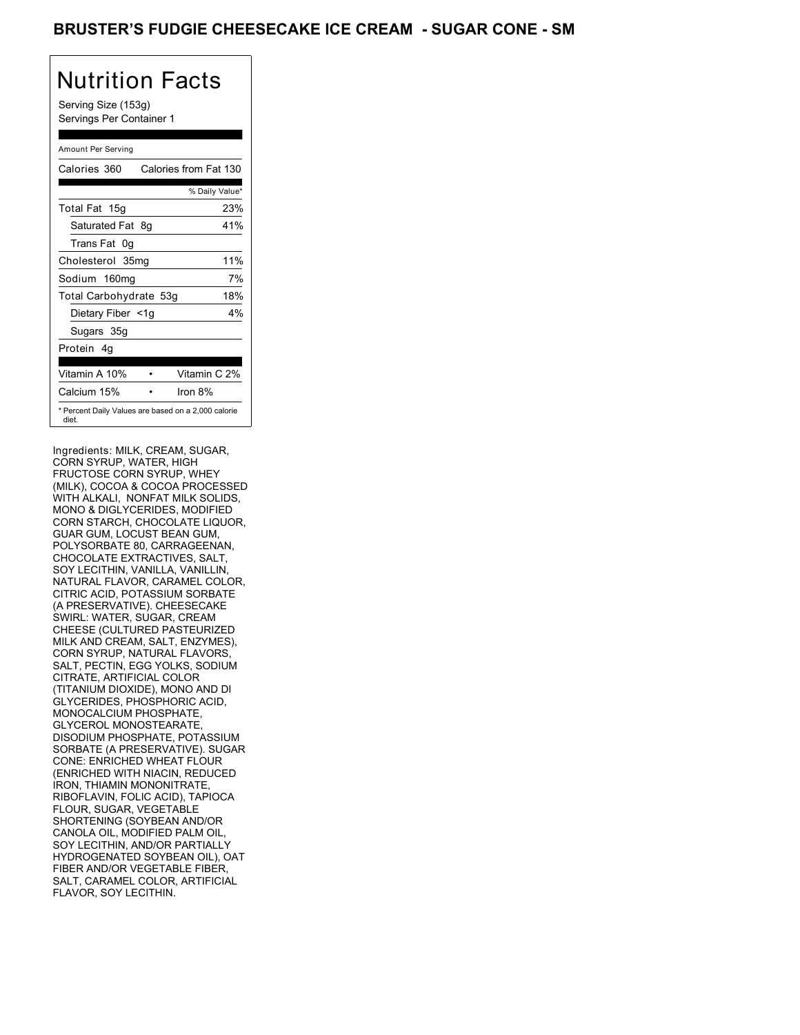# BRUSTER'S FUDGIE CHEESECAKE ICE CREAM - SUGAR CONE - SM

## Nutrition Facts

Serving Size (153g)
Servings Per Container 1

| Amount Per Serving | |
|---|---|
| Calories 360 | Calories from Fat 130 |
| | % Daily Value* |
| Total Fat 15g | 23% |
| Saturated Fat 8g | 41% |
| Trans Fat 0g | |
| Cholesterol 35mg | 11% |
| Sodium 160mg | 7% |
| Total Carbohydrate 53g | 18% |
| Dietary Fiber <1g | 4% |
| Sugars 35g | |
| Protein 4g | |
| Vitamin A 10% • | Vitamin C 2% |
| Calcium 15% • | Iron 8% |

* Percent Daily Values are based on a 2,000 calorie diet.

Ingredients: MILK, CREAM, SUGAR, CORN SYRUP, WATER, HIGH FRUCTOSE CORN SYRUP, WHEY (MILK), COCOA & COCOA PROCESSED WITH ALKALI, NONFAT MILK SOLIDS, MONO & DIGLYCERIDES, MODIFIED CORN STARCH, CHOCOLATE LIQUOR, GUAR GUM, LOCUST BEAN GUM, POLYSORBATE 80, CARRAGEENAN, CHOCOLATE EXTRACTIVES, SALT, SOY LECITHIN, VANILLA, VANILLIN, NATURAL FLAVOR, CARAMEL COLOR, CITRIC ACID, POTASSIUM SORBATE (A PRESERVATIVE). CHEESECAKE SWIRL: WATER, SUGAR, CREAM CHEESE (CULTURED PASTEURIZED MILK AND CREAM, SALT, ENZYMES), CORN SYRUP, NATURAL FLAVORS, SALT, PECTIN, EGG YOLKS, SODIUM CITRATE, ARTIFICIAL COLOR (TITANIUM DIOXIDE), MONO AND DI GLYCERIDES, PHOSPHORIC ACID, MONOCALCIUM PHOSPHATE, GLYCEROL MONOSTEARATE, DISODIUM PHOSPHATE, POTASSIUM SORBATE (A PRESERVATIVE). SUGAR CONE: ENRICHED WHEAT FLOUR (ENRICHED WITH NIACIN, REDUCED IRON, THIAMIN MONONITRATE, RIBOFLAVIN, FOLIC ACID), TAPIOCA FLOUR, SUGAR, VEGETABLE SHORTENING (SOYBEAN AND/OR CANOLA OIL, MODIFIED PALM OIL, SOY LECITHIN, AND/OR PARTIALLY HYDROGENATED SOYBEAN OIL), OAT FIBER AND/OR VEGETABLE FIBER, SALT, CARAMEL COLOR, ARTIFICIAL FLAVOR, SOY LECITHIN.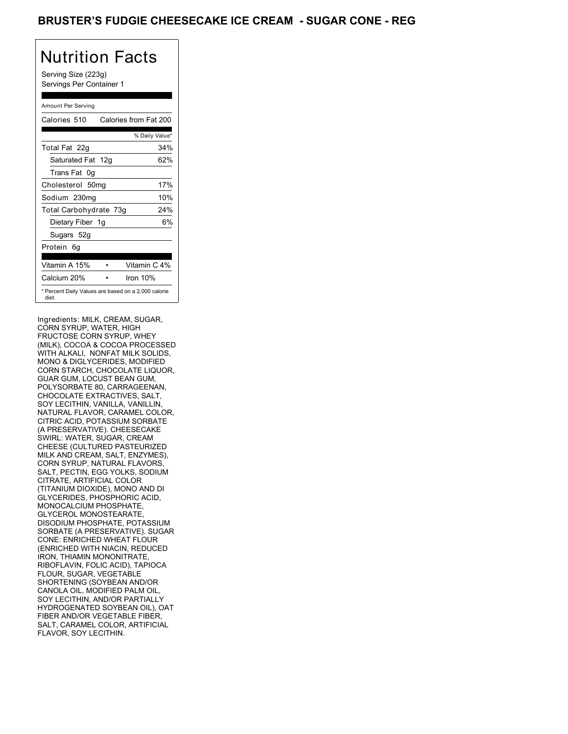# BRUSTER'S FUDGIE CHEESECAKE ICE CREAM - SUGAR CONE - REG

## Nutrition Facts

Serving Size (223g)
Servings Per Container 1

| Amount Per Serving | |
|---|---|
| Calories 510 | Calories from Fat 200 |
| | % Daily Value* |
| Total Fat 22g | 34% |
| Saturated Fat 12g | 62% |
| Trans Fat 0g | |
| Cholesterol 50mg | 17% |
| Sodium 230mg | 10% |
| Total Carbohydrate 73g | 24% |
| Dietary Fiber 1g | 6% |
| Sugars 52g | |
| Protein 6g | |
| Vitamin A 15% | Vitamin C 4% |
| Calcium 20% | Iron 10% |

* Percent Daily Values are based on a 2,000 calorie diet.

Ingredients: MILK, CREAM, SUGAR, CORN SYRUP, WATER, HIGH FRUCTOSE CORN SYRUP, WHEY (MILK), COCOA & COCOA PROCESSED WITH ALKALI, NONFAT MILK SOLIDS, MONO & DIGLYCERIDES, MODIFIED CORN STARCH, CHOCOLATE LIQUOR, GUAR GUM, LOCUST BEAN GUM, POLYSORBATE 80, CARRAGEENAN, CHOCOLATE EXTRACTIVES, SALT, SOY LECITHIN, VANILLA, VANILLIN, NATURAL FLAVOR, CARAMEL COLOR, CITRIC ACID, POTASSIUM SORBATE (A PRESERVATIVE). CHEESECAKE SWIRL: WATER, SUGAR, CREAM CHEESE (CULTURED PASTEURIZED MILK AND CREAM, SALT, ENZYMES), CORN SYRUP, NATURAL FLAVORS, SALT, PECTIN, EGG YOLKS, SODIUM CITRATE, ARTIFICIAL COLOR (TITANIUM DIOXIDE), MONO AND DI GLYCERIDES, PHOSPHORIC ACID, MONOCALCIUM PHOSPHATE, GLYCEROL MONOSTEARATE, DISODIUM PHOSPHATE, POTASSIUM SORBATE (A PRESERVATIVE). SUGAR CONE: ENRICHED WHEAT FLOUR (ENRICHED WITH NIACIN, REDUCED IRON, THIAMIN MONONITRATE, RIBOFLAVIN, FOLIC ACID), TAPIOCA FLOUR, SUGAR, VEGETABLE SHORTENING (SOYBEAN AND/OR CANOLA OIL, MODIFIED PALM OIL, SOY LECITHIN, AND/OR PARTIALLY HYDROGENATED SOYBEAN OIL), OAT FIBER AND/OR VEGETABLE FIBER, SALT, CARAMEL COLOR, ARTIFICIAL FLAVOR, SOY LECITHIN.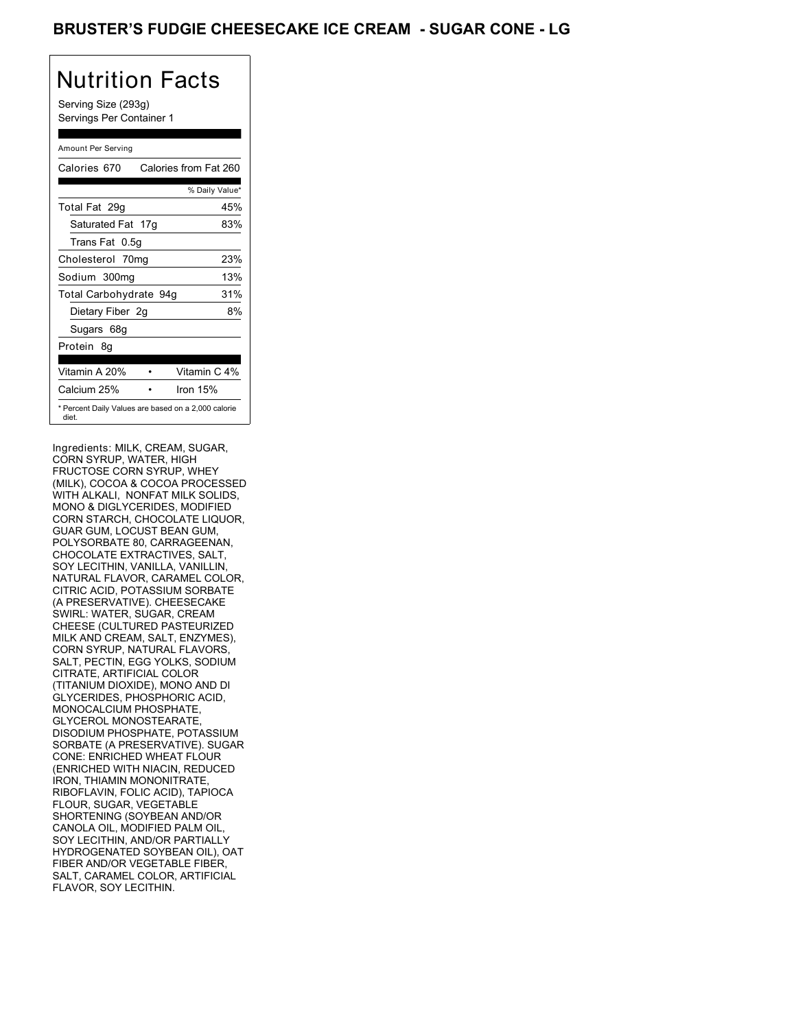# BRUSTER'S FUDGIE CHEESECAKE ICE CREAM - SUGAR CONE - LG

## Nutrition Facts

Serving Size (293g)
Servings Per Container 1

Amount Per Serving

| Calories 670 | Calories from Fat 260 |
|---|---|
| | % Daily Value* |
| Total Fat 29g | 45% |
| Saturated Fat 17g | 83% |
| Trans Fat 0.5g | |
| Cholesterol 70mg | 23% |
| Sodium 300mg | 13% |
| Total Carbohydrate 94g | 31% |
| Dietary Fiber 2g | 8% |
| Sugars 68g | |
| Protein 8g | |

| Vitamin A 20% | Vitamin C 4% |
|---|---|
| Calcium 25% | Iron 15% |

* Percent Daily Values are based on a 2,000 calorie diet.

Ingredients: MILK, CREAM, SUGAR, CORN SYRUP, WATER, HIGH FRUCTOSE CORN SYRUP, WHEY (MILK), COCOA & COCOA PROCESSED WITH ALKALI, NONFAT MILK SOLIDS, MONO & DIGLYCERIDES, MODIFIED CORN STARCH, CHOCOLATE LIQUOR, GUAR GUM, LOCUST BEAN GUM, POLYSORBATE 80, CARRAGEENAN, CHOCOLATE EXTRACTIVES, SALT, SOY LECITHIN, VANILLA, VANILLIN, NATURAL FLAVOR, CARAMEL COLOR, CITRIC ACID, POTASSIUM SORBATE (A PRESERVATIVE). CHEESECAKE SWIRL: WATER, SUGAR, CREAM CHEESE (CULTURED PASTEURIZED MILK AND CREAM, SALT, ENZYMES), CORN SYRUP, NATURAL FLAVORS, SALT, PECTIN, EGG YOLKS, SODIUM CITRATE, ARTIFICIAL COLOR (TITANIUM DIOXIDE), MONO AND DI GLYCERIDES, PHOSPHORIC ACID, MONOCALCIUM PHOSPHATE, GLYCEROL MONOSTEARATE, DISODIUM PHOSPHATE, POTASSIUM SORBATE (A PRESERVATIVE). SUGAR CONE: ENRICHED WHEAT FLOUR (ENRICHED WITH NIACIN, REDUCED IRON, THIAMIN MONONITRATE, RIBOFLAVIN, FOLIC ACID), TAPIOCA FLOUR, SUGAR, VEGETABLE SHORTENING (SOYBEAN AND/OR CANOLA OIL, MODIFIED PALM OIL, SOY LECITHIN, AND/OR PARTIALLY HYDROGENATED SOYBEAN OIL), OAT FIBER AND/OR VEGETABLE FIBER, SALT, CARAMEL COLOR, ARTIFICIAL FLAVOR, SOY LECITHIN.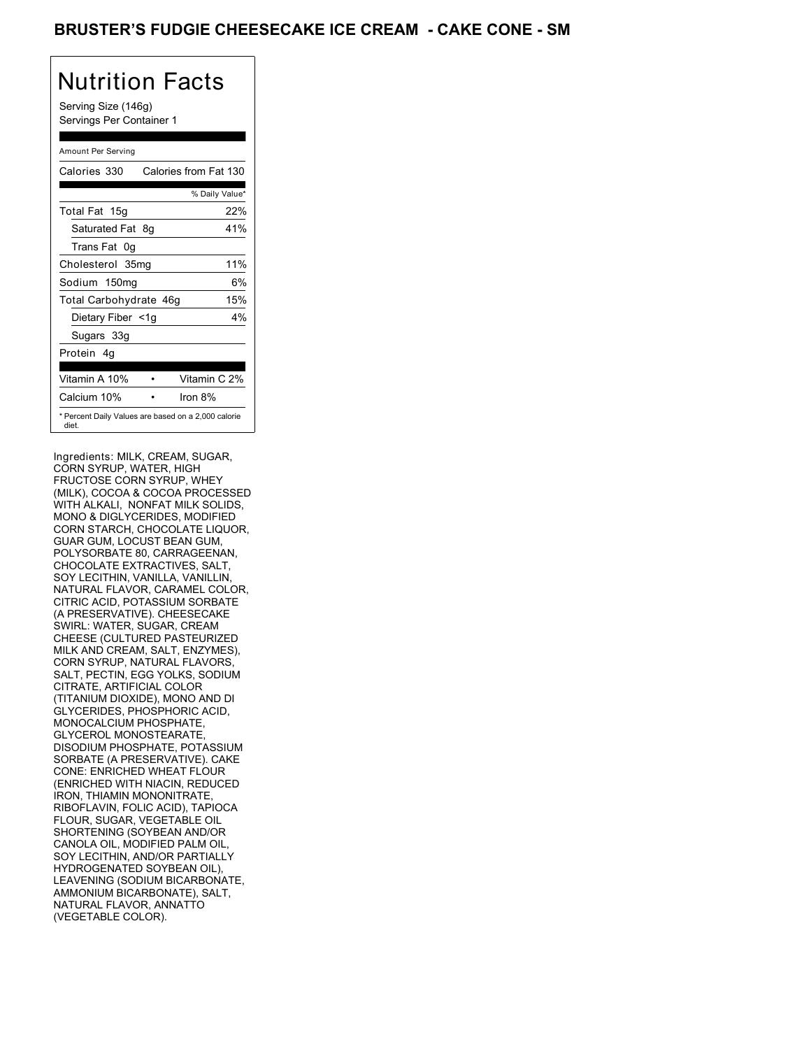# BRUSTER'S FUDGIE CHEESECAKE ICE CREAM - CAKE CONE - SM

## Nutrition Facts

Serving Size (146g)
Servings Per Container 1

Amount Per Serving

| Calories 330 | Calories from Fat 130 |
|---|---|
| | % Daily Value* |
| Total Fat 15g | 22% |
| Saturated Fat 8g | 41% |
| Trans Fat 0g | |
| Cholesterol 35mg | 11% |
| Sodium 150mg | 6% |
| Total Carbohydrate 46g | 15% |
| Dietary Fiber <1g | 4% |
| Sugars 33g | |
| Protein 4g | |

| Vitamin A 10% | • | Vitamin C 2% |
|---|---|---|
| Calcium 10% | • | Iron 8% |

* Percent Daily Values are based on a 2,000 calorie diet.

Ingredients: MILK, CREAM, SUGAR, CORN SYRUP, WATER, HIGH FRUCTOSE CORN SYRUP, WHEY (MILK), COCOA & COCOA PROCESSED WITH ALKALI, NONFAT MILK SOLIDS, MONO & DIGLYCERIDES, MODIFIED CORN STARCH, CHOCOLATE LIQUOR, GUAR GUM, LOCUST BEAN GUM, POLYSORBATE 80, CARRAGEENAN, CHOCOLATE EXTRACTIVES, SALT, SOY LECITHIN, VANILLA, VANILLIN, NATURAL FLAVOR, CARAMEL COLOR, CITRIC ACID, POTASSIUM SORBATE (A PRESERVATIVE). CHEESECAKE SWIRL: WATER, SUGAR, CREAM CHEESE (CULTURED PASTEURIZED MILK AND CREAM, SALT, ENZYMES), CORN SYRUP, NATURAL FLAVORS, SALT, PECTIN, EGG YOLKS, SODIUM CITRATE, ARTIFICIAL COLOR (TITANIUM DIOXIDE), MONO AND DI GLYCERIDES, PHOSPHORIC ACID, MONOCALCIUM PHOSPHATE, GLYCEROL MONOSTEARATE, DISODIUM PHOSPHATE, POTASSIUM SORBATE (A PRESERVATIVE). CAKE CONE: ENRICHED WHEAT FLOUR (ENRICHED WITH NIACIN, REDUCED IRON, THIAMIN MONONITRATE, RIBOFLAVIN, FOLIC ACID), TAPIOCA FLOUR, SUGAR, VEGETABLE OIL SHORTENING (SOYBEAN AND/OR CANOLA OIL, MODIFIED PALM OIL, SOY LECITHIN, AND/OR PARTIALLY HYDROGENATED SOYBEAN OIL), LEAVENING (SODIUM BICARBONATE, AMMONIUM BICARBONATE), SALT, NATURAL FLAVOR, ANNATTO (VEGETABLE COLOR).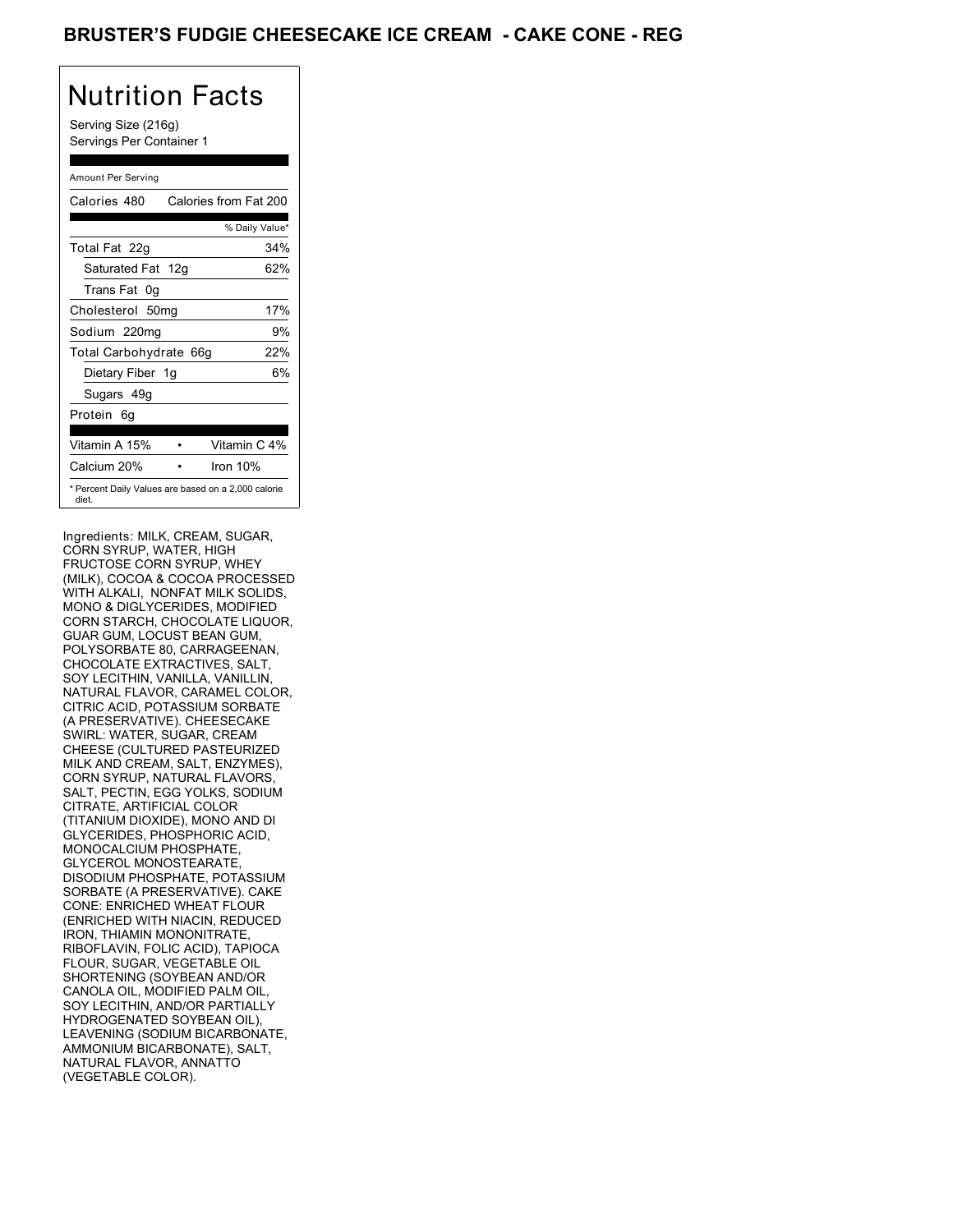# BRUSTER'S FUDGIE CHEESECAKE ICE CREAM - CAKE CONE - REG

## Nutrition Facts

Serving Size (216g)
Servings Per Container 1

| Amount Per Serving | |
|---|---|
| Calories 480 | Calories from Fat 200 |
| | % Daily Value* |
| Total Fat 22g | 34% |
| Saturated Fat 12g | 62% |
| Trans Fat 0g | |
| Cholesterol 50mg | 17% |
| Sodium 220mg | 9% |
| Total Carbohydrate 66g | 22% |
| Dietary Fiber 1g | 6% |
| Sugars 49g | |
| Protein 6g | |
| Vitamin A 15% | Vitamin C 4% |
| Calcium 20% | Iron 10% |

* Percent Daily Values are based on a 2,000 calorie diet.

Ingredients: MILK, CREAM, SUGAR, CORN SYRUP, WATER, HIGH FRUCTOSE CORN SYRUP, WHEY (MILK), COCOA & COCOA PROCESSED WITH ALKALI, NONFAT MILK SOLIDS, MONO & DIGLYCERIDES, MODIFIED CORN STARCH, CHOCOLATE LIQUOR, GUAR GUM, LOCUST BEAN GUM, POLYSORBATE 80, CARRAGEENAN, CHOCOLATE EXTRACTIVES, SALT, SOY LECITHIN, VANILLA, VANILLIN, NATURAL FLAVOR, CARAMEL COLOR, CITRIC ACID, POTASSIUM SORBATE (A PRESERVATIVE). CHEESECAKE SWIRL: WATER, SUGAR, CREAM CHEESE (CULTURED PASTEURIZED MILK AND CREAM, SALT, ENZYMES), CORN SYRUP, NATURAL FLAVORS, SALT, PECTIN, EGG YOLKS, SODIUM CITRATE, ARTIFICIAL COLOR (TITANIUM DIOXIDE), MONO AND DI GLYCERIDES, PHOSPHORIC ACID, MONOCALCIUM PHOSPHATE, GLYCEROL MONOSTEARATE, DISODIUM PHOSPHATE, POTASSIUM SORBATE (A PRESERVATIVE). CAKE CONE: ENRICHED WHEAT FLOUR (ENRICHED WITH NIACIN, REDUCED IRON, THIAMIN MONONITRATE, RIBOFLAVIN, FOLIC ACID), TAPIOCA FLOUR, SUGAR, VEGETABLE OIL SHORTENING (SOYBEAN AND/OR CANOLA OIL, MODIFIED PALM OIL, SOY LECITHIN, AND/OR PARTIALLY HYDROGENATED SOYBEAN OIL), LEAVENING (SODIUM BICARBONATE, AMMONIUM BICARBONATE), SALT, NATURAL FLAVOR, ANNATTO (VEGETABLE COLOR).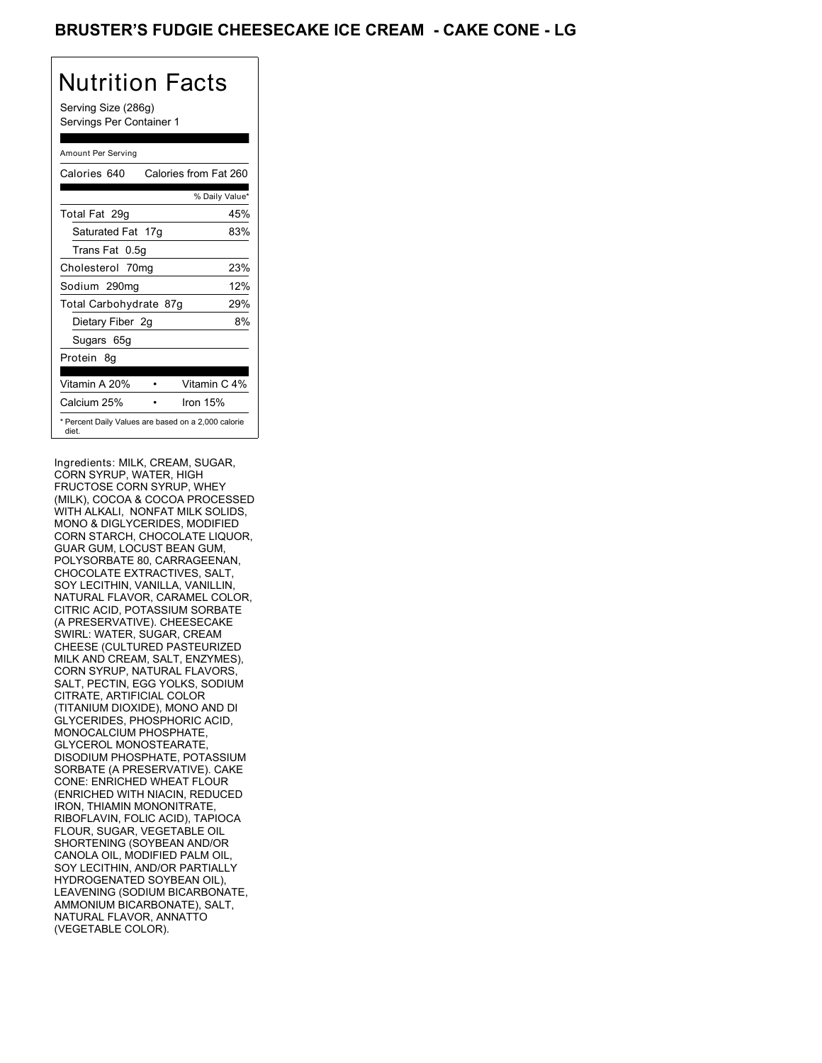# BRUSTER'S FUDGIE CHEESECAKE ICE CREAM - CAKE CONE - LG

## Nutrition Facts

Serving Size (286g)
Servings Per Container 1

| Amount Per Serving | |
|---|---|
| Calories 640 | Calories from Fat 260 |
| | % Daily Value* |
| Total Fat 29g | 45% |
| Saturated Fat 17g | 83% |
| Trans Fat 0.5g | |
| Cholesterol 70mg | 23% |
| Sodium 290mg | 12% |
| Total Carbohydrate 87g | 29% |
| Dietary Fiber 2g | 8% |
| Sugars 65g | |
| Protein 8g | |
| Vitamin A 20% | Vitamin C 4% |
| Calcium 25% | Iron 15% |

* Percent Daily Values are based on a 2,000 calorie diet.

Ingredients: MILK, CREAM, SUGAR, CORN SYRUP, WATER, HIGH FRUCTOSE CORN SYRUP, WHEY (MILK), COCOA & COCOA PROCESSED WITH ALKALI, NONFAT MILK SOLIDS, MONO & DIGLYCERIDES, MODIFIED CORN STARCH, CHOCOLATE LIQUOR, GUAR GUM, LOCUST BEAN GUM, POLYSORBATE 80, CARRAGEENAN, CHOCOLATE EXTRACTIVES, SALT, SOY LECITHIN, VANILLA, VANILLIN, NATURAL FLAVOR, CARAMEL COLOR, CITRIC ACID, POTASSIUM SORBATE (A PRESERVATIVE). CHEESECAKE SWIRL: WATER, SUGAR, CREAM CHEESE (CULTURED PASTEURIZED MILK AND CREAM, SALT, ENZYMES), CORN SYRUP, NATURAL FLAVORS, SALT, PECTIN, EGG YOLKS, SODIUM CITRATE, ARTIFICIAL COLOR (TITANIUM DIOXIDE), MONO AND DI GLYCERIDES, PHOSPHORIC ACID, MONOCALCIUM PHOSPHATE, GLYCEROL MONOSTEARATE, DISODIUM PHOSPHATE, POTASSIUM SORBATE (A PRESERVATIVE). CAKE CONE: ENRICHED WHEAT FLOUR (ENRICHED WITH NIACIN, REDUCED IRON, THIAMIN MONONITRATE, RIBOFLAVIN, FOLIC ACID), TAPIOCA FLOUR, SUGAR, VEGETABLE OIL SHORTENING (SOYBEAN AND/OR CANOLA OIL, MODIFIED PALM OIL, SOY LECITHIN, AND/OR PARTIALLY HYDROGENATED SOYBEAN OIL), LEAVENING (SODIUM BICARBONATE, AMMONIUM BICARBONATE), SALT, NATURAL FLAVOR, ANNATTO (VEGETABLE COLOR).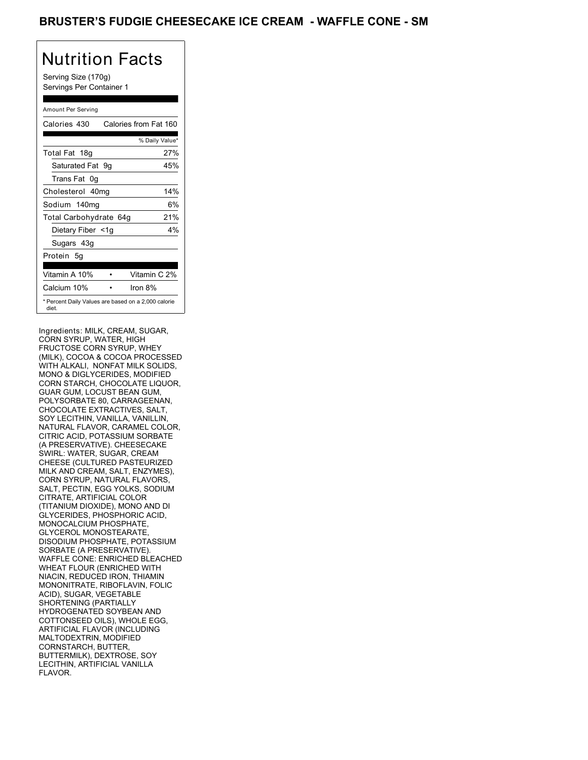# BRUSTER'S FUDGIE CHEESECAKE ICE CREAM - WAFFLE CONE - SM

## Nutrition Facts

Serving Size (170g)
Servings Per Container 1

| Amount Per Serving | |
|---|---|
| Calories 430 | Calories from Fat 160 |
| | % Daily Value* |
| Total Fat 18g | 27% |
| Saturated Fat 9g | 45% |
| Trans Fat 0g | |
| Cholesterol 40mg | 14% |
| Sodium 140mg | 6% |
| Total Carbohydrate 64g | 21% |
| Dietary Fiber <1g | 4% |
| Sugars 43g | |
| Protein 5g | |
| Vitamin A 10% | Vitamin C 2% |
| Calcium 10% | Iron 8% |

* Percent Daily Values are based on a 2,000 calorie diet.

Ingredients: MILK, CREAM, SUGAR, CORN SYRUP, WATER, HIGH FRUCTOSE CORN SYRUP, WHEY (MILK), COCOA & COCOA PROCESSED WITH ALKALI, NONFAT MILK SOLIDS, MONO & DIGLYCERIDES, MODIFIED CORN STARCH, CHOCOLATE LIQUOR, GUAR GUM, LOCUST BEAN GUM, POLYSORBATE 80, CARRAGEENAN, CHOCOLATE EXTRACTIVES, SALT, SOY LECITHIN, VANILLA, VANILLIN, NATURAL FLAVOR, CARAMEL COLOR, CITRIC ACID, POTASSIUM SORBATE (A PRESERVATIVE). CHEESECAKE SWIRL: WATER, SUGAR, CREAM CHEESE (CULTURED PASTEURIZED MILK AND CREAM, SALT, ENZYMES), CORN SYRUP, NATURAL FLAVORS, SALT, PECTIN, EGG YOLKS, SODIUM CITRATE, ARTIFICIAL COLOR (TITANIUM DIOXIDE), MONO AND DI GLYCERIDES, PHOSPHORIC ACID, MONOCALCIUM PHOSPHATE, GLYCEROL MONOSTEARATE, DISODIUM PHOSPHATE, POTASSIUM SORBATE (A PRESERVATIVE). WAFFLE CONE: ENRICHED BLEACHED WHEAT FLOUR (ENRICHED WITH NIACIN, REDUCED IRON, THIAMIN MONONITRATE, RIBOFLAVIN, FOLIC ACID), SUGAR, VEGETABLE SHORTENING (PARTIALLY HYDROGENATED SOYBEAN AND COTTONSEED OILS), WHOLE EGG, ARTIFICIAL FLAVOR (INCLUDING MALTODEXTRIN, MODIFIED CORNSTARCH, BUTTER, BUTTERMILK), DEXTROSE, SOY LECITHIN, ARTIFICIAL VANILLA FLAVOR.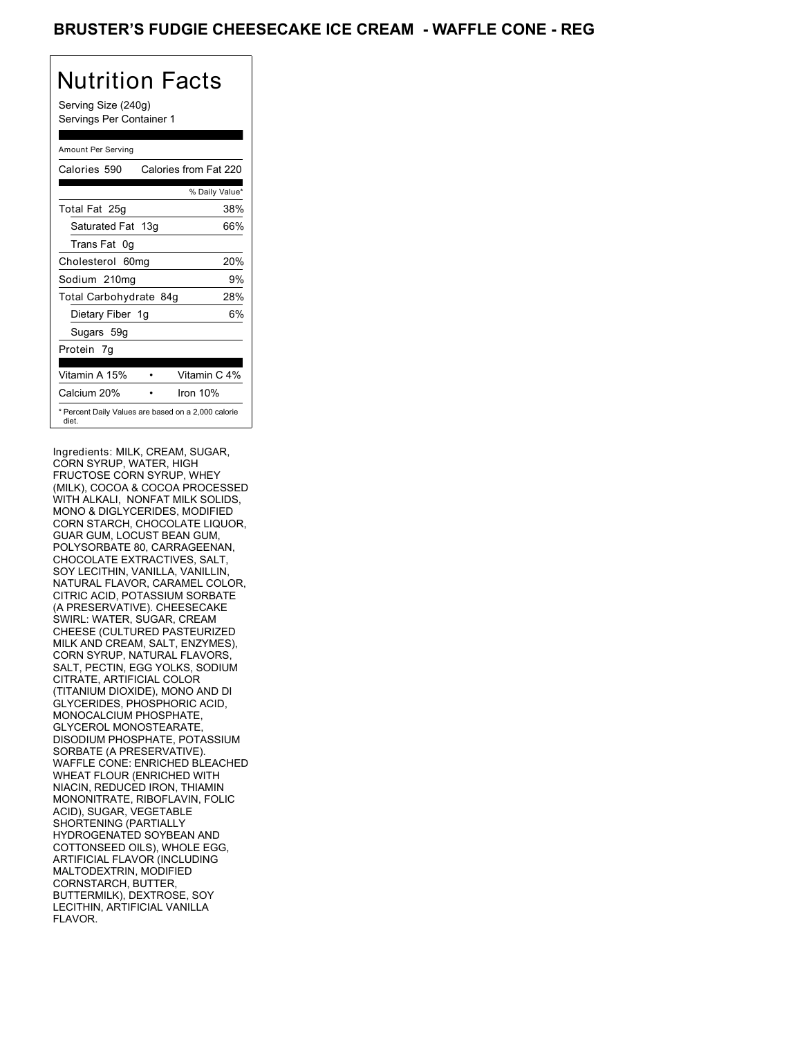# BRUSTER'S FUDGIE CHEESECAKE ICE CREAM - WAFFLE CONE - REG

## Nutrition Facts

Serving Size (240g)
Servings Per Container 1

| Amount Per Serving | |
|---|---|
| Calories 590 | Calories from Fat 220 |
| | % Daily Value* |
| Total Fat 25g | 38% |
| Saturated Fat 13g | 66% |
| Trans Fat 0g | |
| Cholesterol 60mg | 20% |
| Sodium 210mg | 9% |
| Total Carbohydrate 84g | 28% |
| Dietary Fiber 1g | 6% |
| Sugars 59g | |
| Protein 7g | |
| Vitamin A 15% | Vitamin C 4% |
| Calcium 20% | Iron 10% |

* Percent Daily Values are based on a 2,000 calorie diet.

Ingredients: MILK, CREAM, SUGAR, CORN SYRUP, WATER, HIGH FRUCTOSE CORN SYRUP, WHEY (MILK), COCOA & COCOA PROCESSED WITH ALKALI, NONFAT MILK SOLIDS, MONO & DIGLYCERIDES, MODIFIED CORN STARCH, CHOCOLATE LIQUOR, GUAR GUM, LOCUST BEAN GUM, POLYSORBATE 80, CARRAGEENAN, CHOCOLATE EXTRACTIVES, SALT, SOY LECITHIN, VANILLA, VANILLIN, NATURAL FLAVOR, CARAMEL COLOR, CITRIC ACID, POTASSIUM SORBATE (A PRESERVATIVE). CHEESECAKE SWIRL: WATER, SUGAR, CREAM CHEESE (CULTURED PASTEURIZED MILK AND CREAM, SALT, ENZYMES), CORN SYRUP, NATURAL FLAVORS, SALT, PECTIN, EGG YOLKS, SODIUM CITRATE, ARTIFICIAL COLOR (TITANIUM DIOXIDE), MONO AND DI GLYCERIDES, PHOSPHORIC ACID, MONOCALCIUM PHOSPHATE, GLYCEROL MONOSTEARATE, DISODIUM PHOSPHATE, POTASSIUM SORBATE (A PRESERVATIVE). WAFFLE CONE: ENRICHED BLEACHED WHEAT FLOUR (ENRICHED WITH NIACIN, REDUCED IRON, THIAMIN MONONITRATE, RIBOFLAVIN, FOLIC ACID), SUGAR, VEGETABLE SHORTENING (PARTIALLY HYDROGENATED SOYBEAN AND COTTONSEED OILS), WHOLE EGG, ARTIFICIAL FLAVOR (INCLUDING MALTODEXTRIN, MODIFIED CORNSTARCH, BUTTER, BUTTERMILK), DEXTROSE, SOY LECITHIN, ARTIFICIAL VANILLA FLAVOR.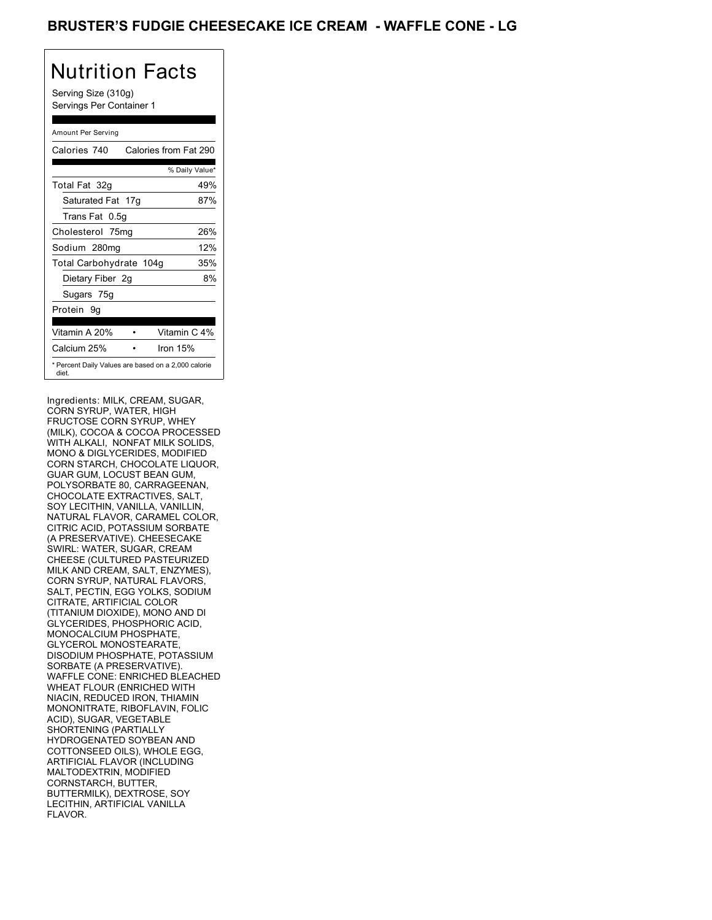# BRUSTER'S FUDGIE CHEESECAKE ICE CREAM - WAFFLE CONE - LG

## Nutrition Facts

Serving Size (310g)
Servings Per Container 1

Amount Per Serving

| | |
|---|---|
| Calories 740 | Calories from Fat 290 |
| | % Daily Value* |
| Total Fat 32g | 49% |
| Saturated Fat 17g | 87% |
| Trans Fat 0.5g | |
| Cholesterol 75mg | 26% |
| Sodium 280mg | 12% |
| Total Carbohydrate 104g | 35% |
| Dietary Fiber 2g | 8% |
| Sugars 75g | |
| Protein 9g | |
| Vitamin A 20% | Vitamin C 4% |
| Calcium 25% | Iron 15% |

* Percent Daily Values are based on a 2,000 calorie diet.

Ingredients: MILK, CREAM, SUGAR, CORN SYRUP, WATER, HIGH FRUCTOSE CORN SYRUP, WHEY (MILK), COCOA & COCOA PROCESSED WITH ALKALI, NONFAT MILK SOLIDS, MONO & DIGLYCERIDES, MODIFIED CORN STARCH, CHOCOLATE LIQUOR, GUAR GUM, LOCUST BEAN GUM, POLYSORBATE 80, CARRAGEENAN, CHOCOLATE EXTRACTIVES, SALT, SOY LECITHIN, VANILLA, VANILLIN, NATURAL FLAVOR, CARAMEL COLOR, CITRIC ACID, POTASSIUM SORBATE (A PRESERVATIVE). CHEESECAKE SWIRL: WATER, SUGAR, CREAM CHEESE (CULTURED PASTEURIZED MILK AND CREAM, SALT, ENZYMES), CORN SYRUP, NATURAL FLAVORS, SALT, PECTIN, EGG YOLKS, SODIUM CITRATE, ARTIFICIAL COLOR (TITANIUM DIOXIDE), MONO AND DI GLYCERIDES, PHOSPHORIC ACID, MONOCALCIUM PHOSPHATE, GLYCEROL MONOSTEARATE, DISODIUM PHOSPHATE, POTASSIUM SORBATE (A PRESERVATIVE). WAFFLE CONE: ENRICHED BLEACHED WHEAT FLOUR (ENRICHED WITH NIACIN, REDUCED IRON, THIAMIN MONONITRATE, RIBOFLAVIN, FOLIC ACID), SUGAR, VEGETABLE SHORTENING (PARTIALLY HYDROGENATED SOYBEAN AND COTTONSEED OILS), WHOLE EGG, ARTIFICIAL FLAVOR (INCLUDING MALTODEXTRIN, MODIFIED CORNSTARCH, BUTTER, BUTTERMILK), DEXTROSE, SOY LECITHIN, ARTIFICIAL VANILLA FLAVOR.